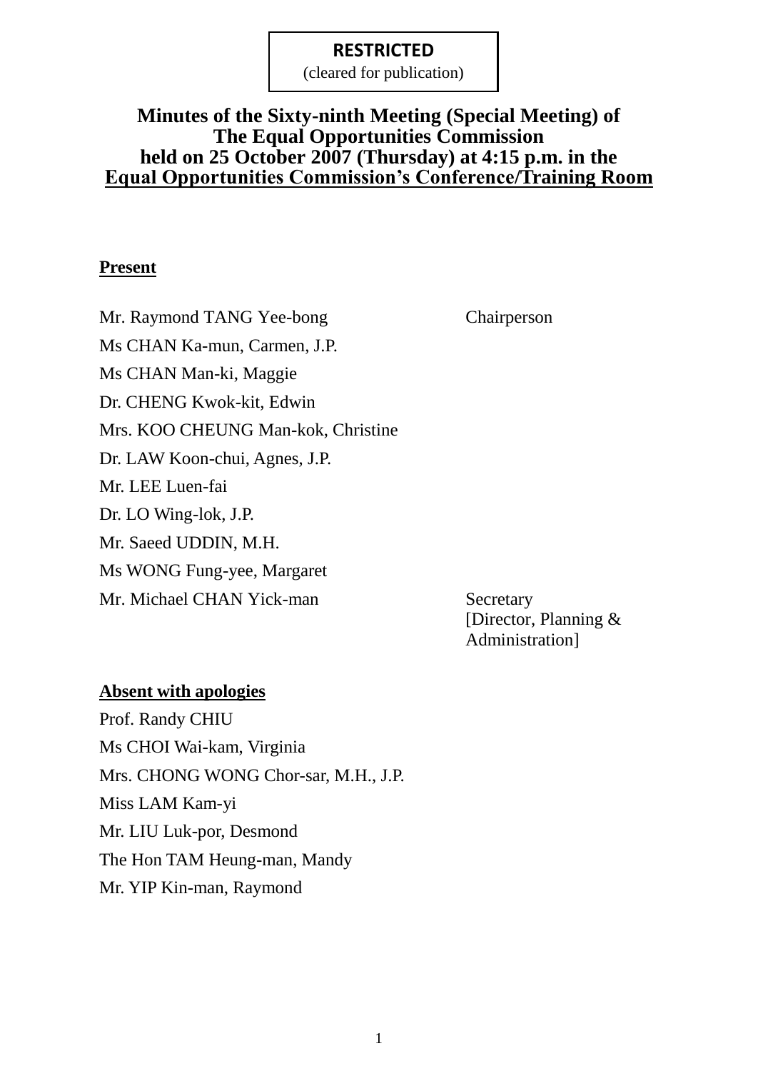**RESTRICTED**
(cleared for publication)

# Minutes of the Sixty-ninth Meeting (Special Meeting) of The Equal Opportunities Commission held on 25 October 2007 (Thursday) at 4:15 p.m. in the Equal Opportunities Commission's Conference/Training Room

**Present**

| | |
|---|---|
| Mr. Raymond TANG Yee-bong | Chairperson |
| Ms CHAN Ka-mun, Carmen, J.P. | |
| Ms CHAN Man-ki, Maggie | |
| Dr. CHENG Kwok-kit, Edwin | |
| Mrs. KOO CHEUNG Man-kok, Christine | |
| Dr. LAW Koon-chui, Agnes, J.P. | |
| Mr. LEE Luen-fai | |
| Dr. LO Wing-lok, J.P. | |
| Mr. Saeed UDDIN, M.H. | |
| Ms WONG Fung-yee, Margaret | |
| Mr. Michael CHAN Yick-man | Secretary [Director, Planning & Administration] |

**Absent with apologies**

Prof. Randy CHIU
Ms CHOI Wai-kam, Virginia
Mrs. CHONG WONG Chor-sar, M.H., J.P.
Miss LAM Kam-yi
Mr. LIU Luk-por, Desmond
The Hon TAM Heung-man, Mandy
Mr. YIP Kin-man, Raymond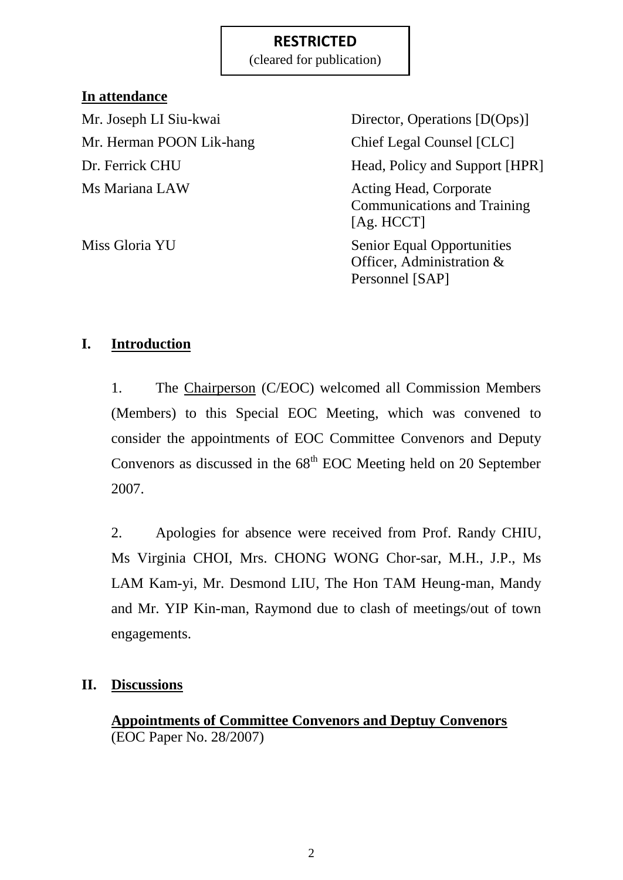**RESTRICTED**
(cleared for publication)

**In attendance**

| | |
|---|---|
| Mr. Joseph LI Siu-kwai | Director, Operations [D(Ops)] |
| Mr. Herman POON Lik-hang | Chief Legal Counsel [CLC] |
| Dr. Ferrick CHU | Head, Policy and Support [HPR] |
| Ms Mariana LAW | Acting Head, Corporate Communications and Training [Ag. HCCT] |
| Miss Gloria YU | Senior Equal Opportunities Officer, Administration & Personnel [SAP] |

## I. Introduction

1. The Chairperson (C/EOC) welcomed all Commission Members (Members) to this Special EOC Meeting, which was convened to consider the appointments of EOC Committee Convenors and Deputy Convenors as discussed in the 68th EOC Meeting held on 20 September 2007.

2. Apologies for absence were received from Prof. Randy CHIU, Ms Virginia CHOI, Mrs. CHONG WONG Chor-sar, M.H., J.P., Ms LAM Kam-yi, Mr. Desmond LIU, The Hon TAM Heung-man, Mandy and Mr. YIP Kin-man, Raymond due to clash of meetings/out of town engagements.

## II. Discussions

**Appointments of Committee Convenors and Deptuy Convenors**
(EOC Paper No. 28/2007)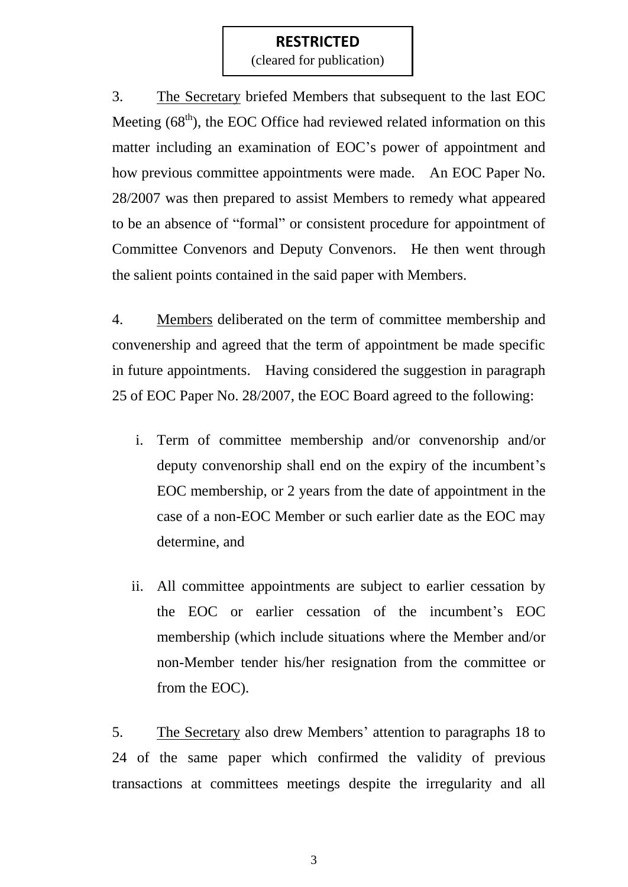**RESTRICTED**
(cleared for publication)

3. The Secretary briefed Members that subsequent to the last EOC Meeting (68th), the EOC Office had reviewed related information on this matter including an examination of EOC's power of appointment and how previous committee appointments were made. An EOC Paper No. 28/2007 was then prepared to assist Members to remedy what appeared to be an absence of "formal" or consistent procedure for appointment of Committee Convenors and Deputy Convenors. He then went through the salient points contained in the said paper with Members.

4. Members deliberated on the term of committee membership and convenership and agreed that the term of appointment be made specific in future appointments. Having considered the suggestion in paragraph 25 of EOC Paper No. 28/2007, the EOC Board agreed to the following:

  i. Term of committee membership and/or convenorship and/or deputy convenorship shall end on the expiry of the incumbent's EOC membership, or 2 years from the date of appointment in the case of a non-EOC Member or such earlier date as the EOC may determine, and

  ii. All committee appointments are subject to earlier cessation by the EOC or earlier cessation of the incumbent's EOC membership (which include situations where the Member and/or non-Member tender his/her resignation from the committee or from the EOC).

5. The Secretary also drew Members' attention to paragraphs 18 to 24 of the same paper which confirmed the validity of previous transactions at committees meetings despite the irregularity and all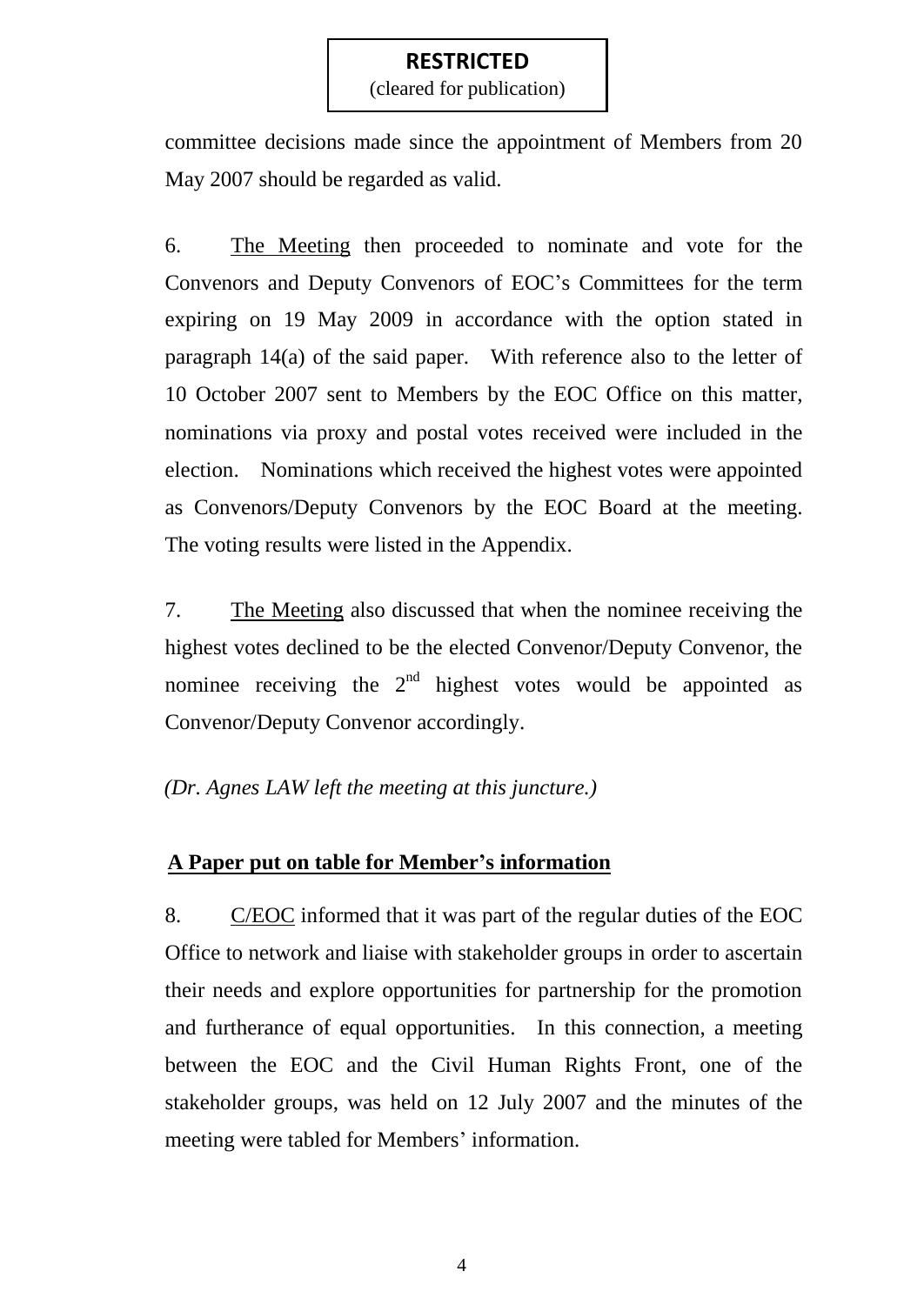**RESTRICTED**
(cleared for publication)

committee decisions made since the appointment of Members from 20 May 2007 should be regarded as valid.

6. The Meeting then proceeded to nominate and vote for the Convenors and Deputy Convenors of EOC's Committees for the term expiring on 19 May 2009 in accordance with the option stated in paragraph 14(a) of the said paper. With reference also to the letter of 10 October 2007 sent to Members by the EOC Office on this matter, nominations via proxy and postal votes received were included in the election. Nominations which received the highest votes were appointed as Convenors/Deputy Convenors by the EOC Board at the meeting. The voting results were listed in the Appendix.

7. The Meeting also discussed that when the nominee receiving the highest votes declined to be the elected Convenor/Deputy Convenor, the nominee receiving the 2nd highest votes would be appointed as Convenor/Deputy Convenor accordingly.

*(Dr. Agnes LAW left the meeting at this juncture.)*

**A Paper put on table for Member's information**

8. C/EOC informed that it was part of the regular duties of the EOC Office to network and liaise with stakeholder groups in order to ascertain their needs and explore opportunities for partnership for the promotion and furtherance of equal opportunities. In this connection, a meeting between the EOC and the Civil Human Rights Front, one of the stakeholder groups, was held on 12 July 2007 and the minutes of the meeting were tabled for Members' information.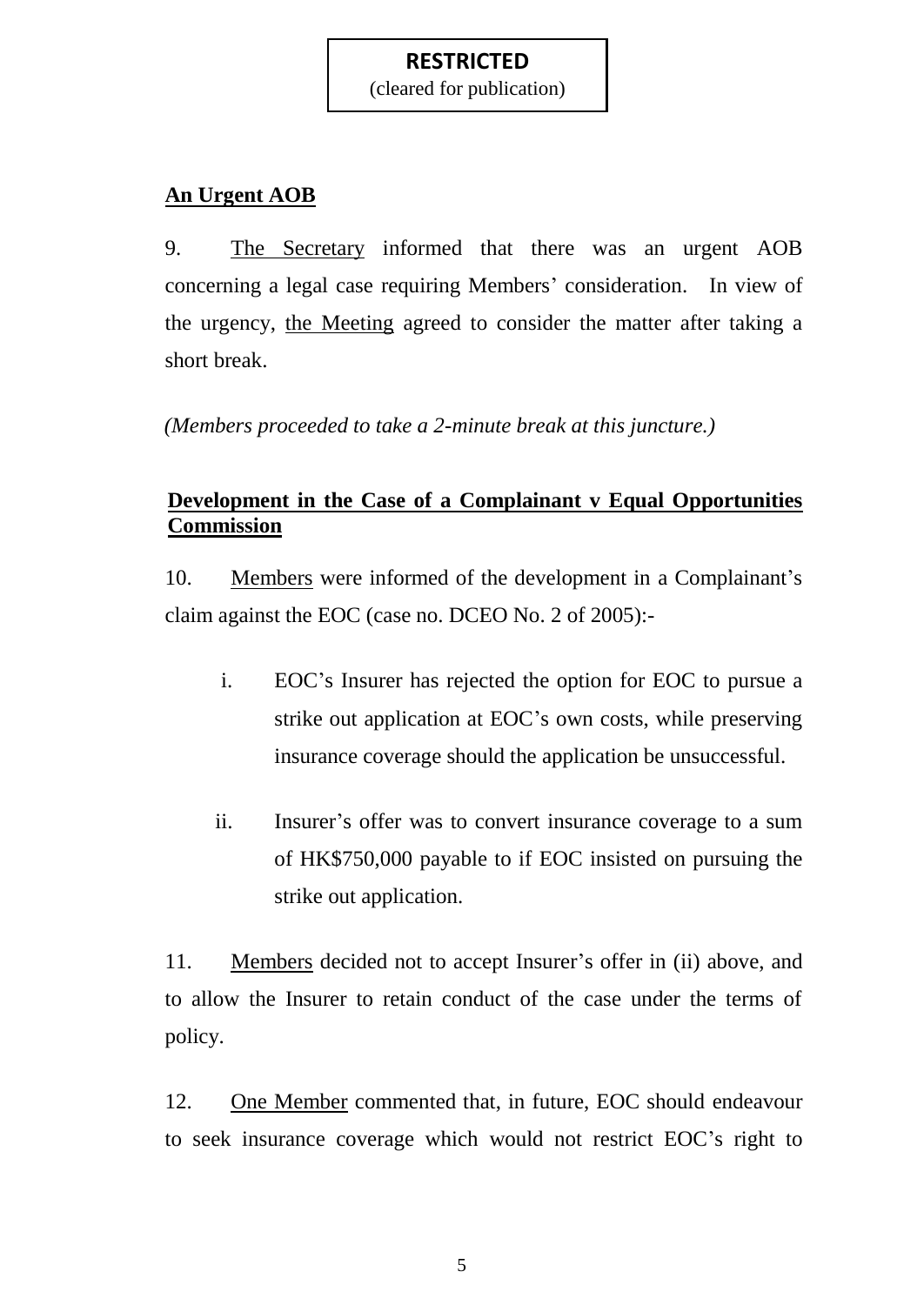**RESTRICTED**
(cleared for publication)

**An Urgent AOB**

9. The Secretary informed that there was an urgent AOB concerning a legal case requiring Members' consideration. In view of the urgency, the Meeting agreed to consider the matter after taking a short break.

*(Members proceeded to take a 2-minute break at this juncture.)*

**Development in the Case of a Complainant v Equal Opportunities Commission**

10. Members were informed of the development in a Complainant's claim against the EOC (case no. DCEO No. 2 of 2005):-

i. EOC's Insurer has rejected the option for EOC to pursue a strike out application at EOC's own costs, while preserving insurance coverage should the application be unsuccessful.

ii. Insurer's offer was to convert insurance coverage to a sum of HK$750,000 payable to if EOC insisted on pursuing the strike out application.

11. Members decided not to accept Insurer's offer in (ii) above, and to allow the Insurer to retain conduct of the case under the terms of policy.

12. One Member commented that, in future, EOC should endeavour to seek insurance coverage which would not restrict EOC's right to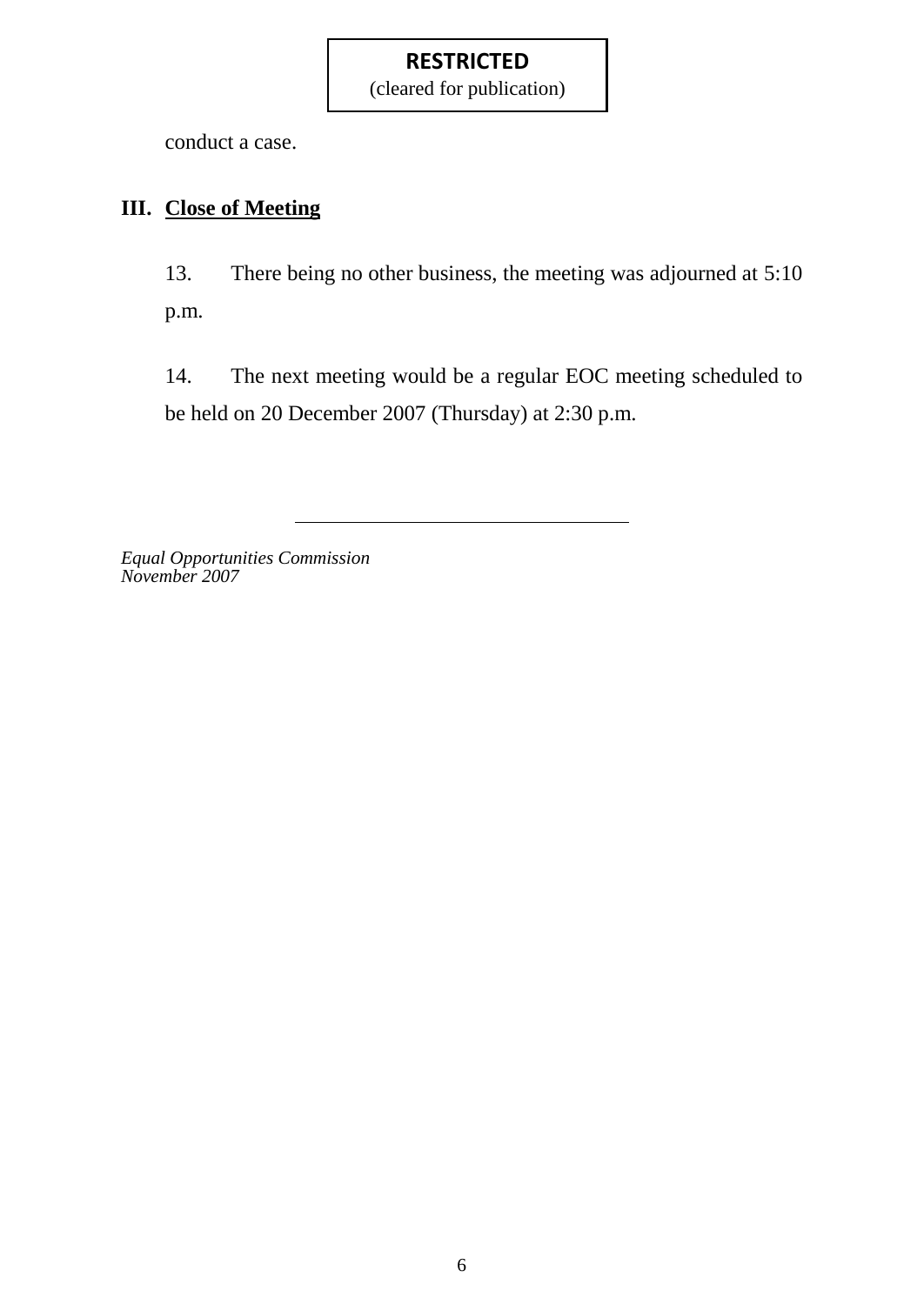**RESTRICTED**
(cleared for publication)

conduct a case.

## III. Close of Meeting

13. There being no other business, the meeting was adjourned at 5:10 p.m.

14. The next meeting would be a regular EOC meeting scheduled to be held on 20 December 2007 (Thursday) at 2:30 p.m.

---

*Equal Opportunities Commission*
*November 2007*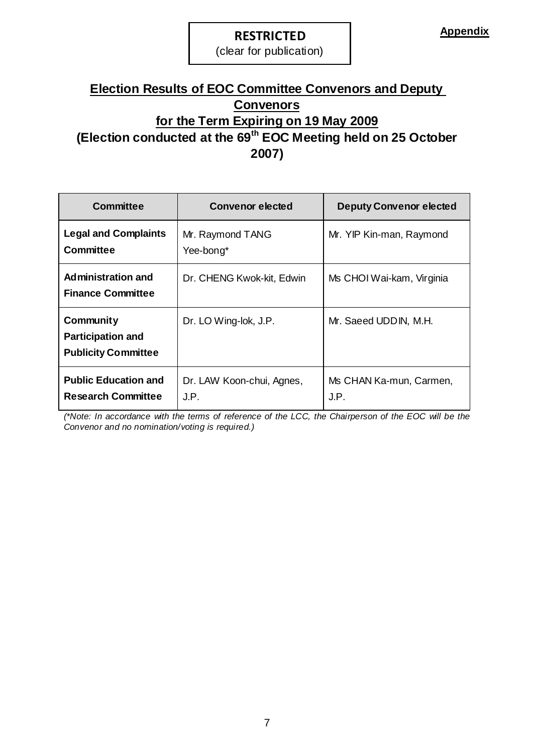**RESTRICTED**
(clear for publication)

**Appendix**

## Election Results of EOC Committee Convenors and Deputy Convenors for the Term Expiring on 19 May 2009 (Election conducted at the 69th EOC Meeting held on 25 October 2007)

| Committee | Convenor elected | Deputy Convenor elected |
|---|---|---|
| **Legal and Complaints Committee** | Mr. Raymond TANG Yee-bong* | Mr. YIP Kin-man, Raymond |
| **Administration and Finance Committee** | Dr. CHENG Kwok-kit, Edwin | Ms CHOI Wai-kam, Virginia |
| **Community Participation and Publicity Committee** | Dr. LO Wing-lok, J.P. | Mr. Saeed UDDIN, M.H. |
| **Public Education and Research Committee** | Dr. LAW Koon-chui, Agnes, J.P. | Ms CHAN Ka-mun, Carmen, J.P. |

*(*Note: In accordance with the terms of reference of the LCC, the Chairperson of the EOC will be the Convenor and no nomination/voting is required.)*